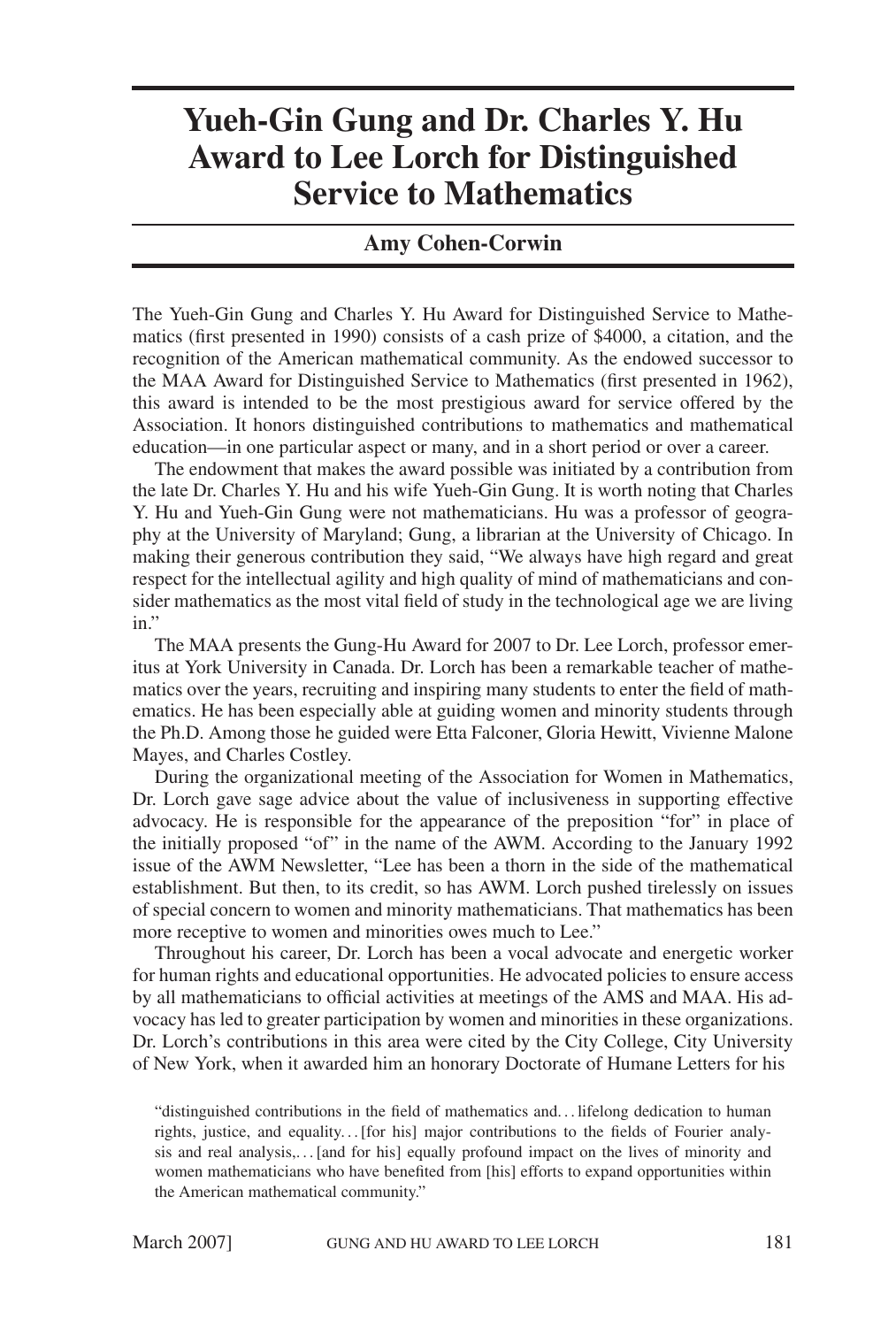# Yueh-Gin Gung and Dr. Charles Y. Hu Award to Lee Lorch for Distinguished Service to Mathematics

**Amy Cohen-Corwin**

The Yueh-Gin Gung and Charles Y. Hu Award for Distinguished Service to Mathematics (first presented in 1990) consists of a cash prize of $4000, a citation, and the recognition of the American mathematical community. As the endowed successor to the MAA Award for Distinguished Service to Mathematics (first presented in 1962), this award is intended to be the most prestigious award for service offered by the Association. It honors distinguished contributions to mathematics and mathematical education—in one particular aspect or many, and in a short period or over a career.

The endowment that makes the award possible was initiated by a contribution from the late Dr. Charles Y. Hu and his wife Yueh-Gin Gung. It is worth noting that Charles Y. Hu and Yueh-Gin Gung were not mathematicians. Hu was a professor of geography at the University of Maryland; Gung, a librarian at the University of Chicago. In making their generous contribution they said, "We always have high regard and great respect for the intellectual agility and high quality of mind of mathematicians and consider mathematics as the most vital field of study in the technological age we are living in."

The MAA presents the Gung-Hu Award for 2007 to Dr. Lee Lorch, professor emeritus at York University in Canada. Dr. Lorch has been a remarkable teacher of mathematics over the years, recruiting and inspiring many students to enter the field of mathematics. He has been especially able at guiding women and minority students through the Ph.D. Among those he guided were Etta Falconer, Gloria Hewitt, Vivienne Malone Mayes, and Charles Costley.

During the organizational meeting of the Association for Women in Mathematics, Dr. Lorch gave sage advice about the value of inclusiveness in supporting effective advocacy. He is responsible for the appearance of the preposition "for" in place of the initially proposed "of" in the name of the AWM. According to the January 1992 issue of the AWM Newsletter, "Lee has been a thorn in the side of the mathematical establishment. But then, to its credit, so has AWM. Lorch pushed tirelessly on issues of special concern to women and minority mathematicians. That mathematics has been more receptive to women and minorities owes much to Lee."

Throughout his career, Dr. Lorch has been a vocal advocate and energetic worker for human rights and educational opportunities. He advocated policies to ensure access by all mathematicians to official activities at meetings of the AMS and MAA. His advocacy has led to greater participation by women and minorities in these organizations. Dr. Lorch's contributions in this area were cited by the City College, City University of New York, when it awarded him an honorary Doctorate of Humane Letters for his

> "distinguished contributions in the field of mathematics and... lifelong dedication to human rights, justice, and equality... [for his] major contributions to the fields of Fourier analysis and real analysis,... [and for his] equally profound impact on the lives of minority and women mathematicians who have benefited from [his] efforts to expand opportunities within the American mathematical community."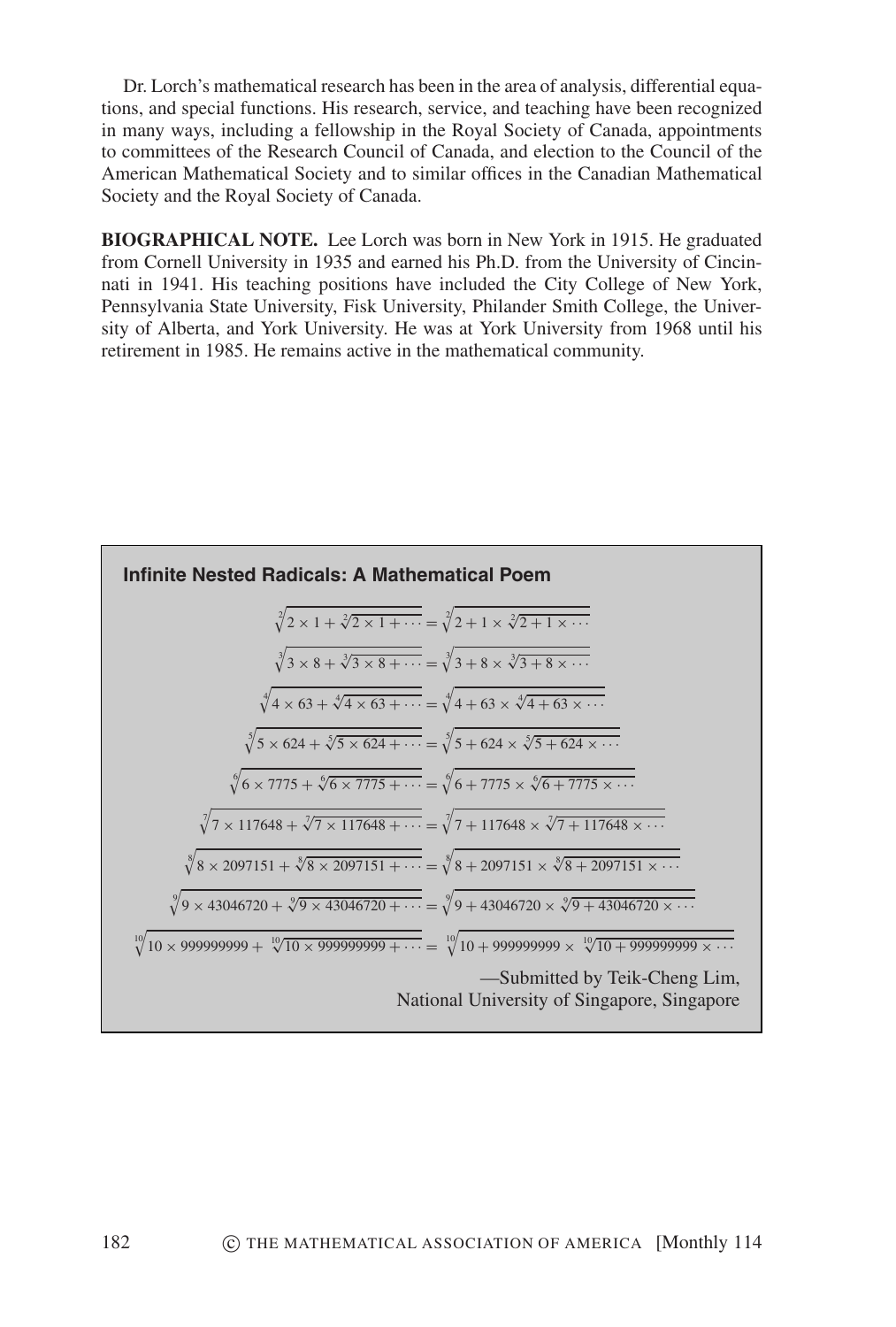Dr. Lorch's mathematical research has been in the area of analysis, differential equations, and special functions. His research, service, and teaching have been recognized in many ways, including a fellowship in the Royal Society of Canada, appointments to committees of the Research Council of Canada, and election to the Council of the American Mathematical Society and to similar offices in the Canadian Mathematical Society and the Royal Society of Canada.

**BIOGRAPHICAL NOTE.** Lee Lorch was born in New York in 1915. He graduated from Cornell University in 1935 and earned his Ph.D. from the University of Cincinnati in 1941. His teaching positions have included the City College of New York, Pennsylvania State University, Fisk University, Philander Smith College, the University of Alberta, and York University. He was at York University from 1968 until his retirement in 1985. He remains active in the mathematical community.

**Infinite Nested Radicals: A Mathematical Poem**

$$\sqrt[2]{2 \times 1 + \sqrt[2]{2 \times 1 + \cdots}} = \sqrt[2]{2 + 1 \times \sqrt[2]{2 + 1 \times \cdots}}$$

$$\sqrt[3]{3 \times 8 + \sqrt[3]{3 \times 8 + \cdots}} = \sqrt[3]{3 + 8 \times \sqrt[3]{3 + 8 \times \cdots}}$$

$$\sqrt[4]{4 \times 63 + \sqrt[4]{4 \times 63 + \cdots}} = \sqrt[4]{4 + 63 \times \sqrt[4]{4 + 63 \times \cdots}}$$

$$\sqrt[5]{5 \times 624 + \sqrt[5]{5 \times 624 + \cdots}} = \sqrt[5]{5 + 624 \times \sqrt[5]{5 + 624 \times \cdots}}$$

$$\sqrt[6]{6 \times 7775 + \sqrt[6]{6 \times 7775 + \cdots}} = \sqrt[6]{6 + 7775 \times \sqrt[6]{6 + 7775 \times \cdots}}$$

$$\sqrt[7]{7 \times 117648 + \sqrt[7]{7 \times 117648 + \cdots}} = \sqrt[7]{7 + 117648 \times \sqrt[7]{7 + 117648 \times \cdots}}$$

$$\sqrt[8]{8 \times 2097151 + \sqrt[8]{8 \times 2097151 + \cdots}} = \sqrt[8]{8 + 2097151 \times \sqrt[8]{8 + 2097151 \times \cdots}}$$

$$\sqrt[9]{9 \times 43046720 + \sqrt[9]{9 \times 43046720 + \cdots}} = \sqrt[9]{9 + 43046720 \times \sqrt[9]{9 + 43046720 \times \cdots}}$$

$$\sqrt[10]{10 \times 999999999 + \sqrt[10]{10 \times 999999999 + \cdots}} = \sqrt[10]{10 + 999999999 \times \sqrt[10]{10 + 999999999 \times \cdots}}$$

—Submitted by Teik-Cheng Lim,
National University of Singapore, Singapore